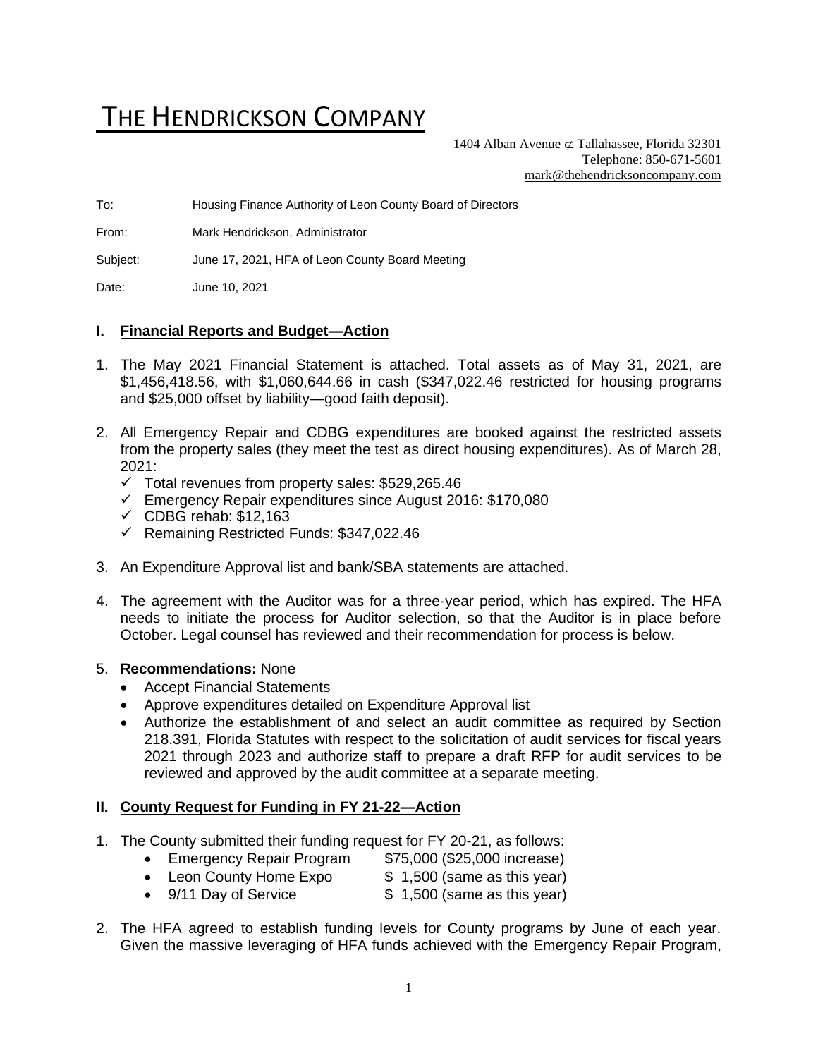# THE HENDRICKSON COMPANY

1404 Alban Avenue ⊄ Tallahassee, Florida 32301
Telephone: 850-671-5601
mark@thehendricksoncompany.com

To: Housing Finance Authority of Leon County Board of Directors

From: Mark Hendrickson, Administrator

Subject: June 17, 2021, HFA of Leon County Board Meeting

Date: June 10, 2021

## I. Financial Reports and Budget—Action

1. The May 2021 Financial Statement is attached. Total assets as of May 31, 2021, are $1,456,418.56, with $1,060,644.66 in cash ($347,022.46 restricted for housing programs and $25,000 offset by liability—good faith deposit).

2. All Emergency Repair and CDBG expenditures are booked against the restricted assets from the property sales (they meet the test as direct housing expenditures). As of March 28, 2021:
   - ✓ Total revenues from property sales: $529,265.46
   - ✓ Emergency Repair expenditures since August 2016: $170,080
   - ✓ CDBG rehab: $12,163
   - ✓ Remaining Restricted Funds: $347,022.46

3. An Expenditure Approval list and bank/SBA statements are attached.

4. The agreement with the Auditor was for a three-year period, which has expired. The HFA needs to initiate the process for Auditor selection, so that the Auditor is in place before October. Legal counsel has reviewed and their recommendation for process is below.

5. **Recommendations:** None
   - Accept Financial Statements
   - Approve expenditures detailed on Expenditure Approval list
   - Authorize the establishment of and select an audit committee as required by Section 218.391, Florida Statutes with respect to the solicitation of audit services for fiscal years 2021 through 2023 and authorize staff to prepare a draft RFP for audit services to be reviewed and approved by the audit committee at a separate meeting.

## II. County Request for Funding in FY 21-22—Action

1. The County submitted their funding request for FY 20-21, as follows:
   - Emergency Repair Program $75,000 ($25,000 increase)
   - Leon County Home Expo $ 1,500 (same as this year)
   - 9/11 Day of Service $ 1,500 (same as this year)

2. The HFA agreed to establish funding levels for County programs by June of each year. Given the massive leveraging of HFA funds achieved with the Emergency Repair Program,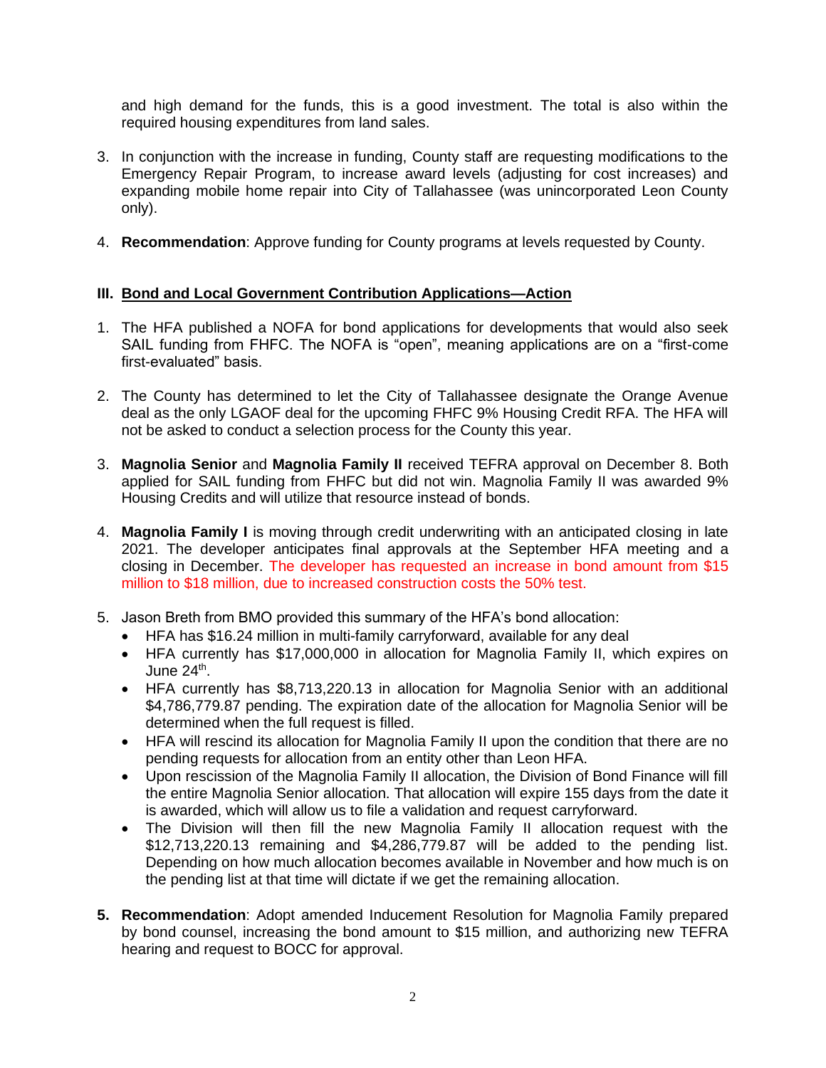and high demand for the funds, this is a good investment. The total is also within the required housing expenditures from land sales.

3. In conjunction with the increase in funding, County staff are requesting modifications to the Emergency Repair Program, to increase award levels (adjusting for cost increases) and expanding mobile home repair into City of Tallahassee (was unincorporated Leon County only).

4. **Recommendation**: Approve funding for County programs at levels requested by County.

## III. Bond and Local Government Contribution Applications—Action

1. The HFA published a NOFA for bond applications for developments that would also seek SAIL funding from FHFC. The NOFA is "open", meaning applications are on a "first-come first-evaluated" basis.

2. The County has determined to let the City of Tallahassee designate the Orange Avenue deal as the only LGAOF deal for the upcoming FHFC 9% Housing Credit RFA. The HFA will not be asked to conduct a selection process for the County this year.

3. **Magnolia Senior** and **Magnolia Family II** received TEFRA approval on December 8. Both applied for SAIL funding from FHFC but did not win. Magnolia Family II was awarded 9% Housing Credits and will utilize that resource instead of bonds.

4. **Magnolia Family I** is moving through credit underwriting with an anticipated closing in late 2021. The developer anticipates final approvals at the September HFA meeting and a closing in December. The developer has requested an increase in bond amount from $15 million to $18 million, due to increased construction costs the 50% test.

5. Jason Breth from BMO provided this summary of the HFA's bond allocation:
   - HFA has $16.24 million in multi-family carryforward, available for any deal
   - HFA currently has $17,000,000 in allocation for Magnolia Family II, which expires on June 24th.
   - HFA currently has $8,713,220.13 in allocation for Magnolia Senior with an additional $4,786,779.87 pending. The expiration date of the allocation for Magnolia Senior will be determined when the full request is filled.
   - HFA will rescind its allocation for Magnolia Family II upon the condition that there are no pending requests for allocation from an entity other than Leon HFA.
   - Upon rescission of the Magnolia Family II allocation, the Division of Bond Finance will fill the entire Magnolia Senior allocation. That allocation will expire 155 days from the date it is awarded, which will allow us to file a validation and request carryforward.
   - The Division will then fill the new Magnolia Family II allocation request with the $12,713,220.13 remaining and $4,286,779.87 will be added to the pending list. Depending on how much allocation becomes available in November and how much is on the pending list at that time will dictate if we get the remaining allocation.

5. **Recommendation**: Adopt amended Inducement Resolution for Magnolia Family prepared by bond counsel, increasing the bond amount to $15 million, and authorizing new TEFRA hearing and request to BOCC for approval.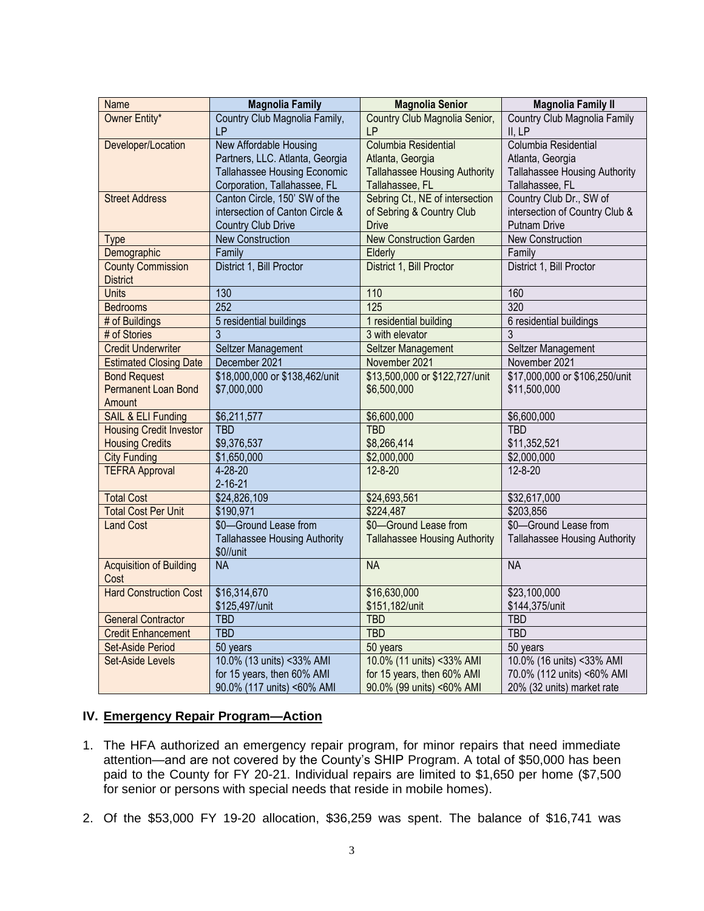| Name | Magnolia Family | Magnolia Senior | Magnolia Family II |
|---|---|---|---|
| Owner Entity* | Country Club Magnolia Family, LP | Country Club Magnolia Senior, LP | Country Club Magnolia Family II, LP |
| Developer/Location | New Affordable Housing Partners, LLC. Atlanta, Georgia<br>Tallahassee Housing Economic Corporation, Tallahassee, FL | Columbia Residential Atlanta, Georgia<br>Tallahassee Housing Authority Tallahassee, FL | Columbia Residential Atlanta, Georgia<br>Tallahassee Housing Authority Tallahassee, FL |
| Street Address | Canton Circle, 150' SW of the intersection of Canton Circle & Country Club Drive | Sebring Ct., NE of intersection of Sebring & Country Club Drive | Country Club Dr., SW of intersection of Country Club & Putnam Drive |
| Type | New Construction | New Construction Garden | New Construction |
| Demographic | Family | Elderly | Family |
| County Commission District | District 1, Bill Proctor | District 1, Bill Proctor | District 1, Bill Proctor |
| Units | 130 | 110 | 160 |
| Bedrooms | 252 | 125 | 320 |
| # of Buildings | 5 residential buildings | 1 residential building | 6 residential buildings |
| # of Stories | 3 | 3 with elevator | 3 |
| Credit Underwriter | Seltzer Management | Seltzer Management | Seltzer Management |
| Estimated Closing Date | December 2021 | November 2021 | November 2021 |
| Bond Request<br>Permanent Loan Bond Amount | $18,000,000 or $138,462/unit<br>$7,000,000 | $13,500,000 or $122,727/unit<br>$6,500,000 | $17,000,000 or $106,250/unit<br>$11,500,000 |
| SAIL & ELI Funding | $6,211,577 | $6,600,000 | $6,600,000 |
| Housing Credit Investor<br>Housing Credits | TBD<br>$9,376,537 | TBD<br>$8,266,414 | TBD<br>$11,352,521 |
| City Funding | $1,650,000 | $2,000,000 | $2,000,000 |
| TEFRA Approval | 4-28-20<br>2-16-21 | 12-8-20 | 12-8-20 |
| Total Cost | $24,826,109 | $24,693,561 | $32,617,000 |
| Total Cost Per Unit | $190,971 | $224,487 | $203,856 |
| Land Cost | $0—Ground Lease from Tallahassee Housing Authority<br>$0//unit | $0—Ground Lease from Tallahassee Housing Authority | $0—Ground Lease from Tallahassee Housing Authority |
| Acquisition of Building Cost | NA | NA | NA |
| Hard Construction Cost | $16,314,670<br>$125,497/unit | $16,630,000<br>$151,182/unit | $23,100,000<br>$144,375/unit |
| General Contractor | TBD | TBD | TBD |
| Credit Enhancement | TBD | TBD | TBD |
| Set-Aside Period | 50 years | 50 years | 50 years |
| Set-Aside Levels | 10.0% (13 units) <33% AMI for 15 years, then 60% AMI<br>90.0% (117 units) <60% AMI | 10.0% (11 units) <33% AMI for 15 years, then 60% AMI<br>90.0% (99 units) <60% AMI | 10.0% (16 units) <33% AMI<br>70.0% (112 units) <60% AMI<br>20% (32 units) market rate |

## IV. Emergency Repair Program—Action

1. The HFA authorized an emergency repair program, for minor repairs that need immediate attention—and are not covered by the County's SHIP Program. A total of $50,000 has been paid to the County for FY 20-21. Individual repairs are limited to $1,650 per home ($7,500 for senior or persons with special needs that reside in mobile homes).

2. Of the $53,000 FY 19-20 allocation, $36,259 was spent. The balance of $16,741 was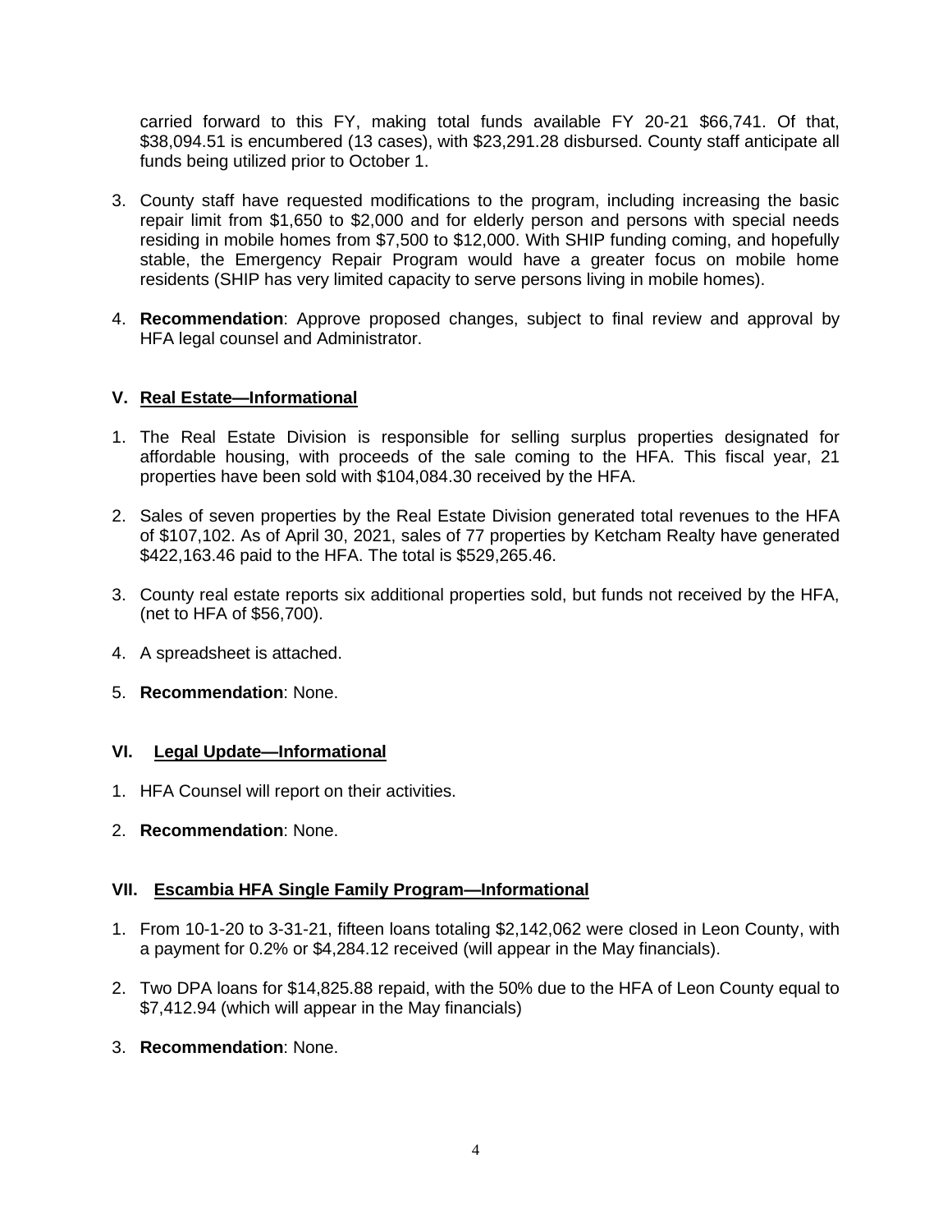carried forward to this FY, making total funds available FY 20-21 $66,741. Of that, $38,094.51 is encumbered (13 cases), with $23,291.28 disbursed. County staff anticipate all funds being utilized prior to October 1.

3. County staff have requested modifications to the program, including increasing the basic repair limit from $1,650 to $2,000 and for elderly person and persons with special needs residing in mobile homes from $7,500 to $12,000. With SHIP funding coming, and hopefully stable, the Emergency Repair Program would have a greater focus on mobile home residents (SHIP has very limited capacity to serve persons living in mobile homes).

4. **Recommendation**: Approve proposed changes, subject to final review and approval by HFA legal counsel and Administrator.

## V. Real Estate—Informational

1. The Real Estate Division is responsible for selling surplus properties designated for affordable housing, with proceeds of the sale coming to the HFA. This fiscal year, 21 properties have been sold with $104,084.30 received by the HFA.

2. Sales of seven properties by the Real Estate Division generated total revenues to the HFA of $107,102. As of April 30, 2021, sales of 77 properties by Ketcham Realty have generated $422,163.46 paid to the HFA. The total is $529,265.46.

3. County real estate reports six additional properties sold, but funds not received by the HFA, (net to HFA of $56,700).

4. A spreadsheet is attached.

5. **Recommendation**: None.

## VI. Legal Update—Informational

1. HFA Counsel will report on their activities.

2. **Recommendation**: None.

## VII. Escambia HFA Single Family Program—Informational

1. From 10-1-20 to 3-31-21, fifteen loans totaling $2,142,062 were closed in Leon County, with a payment for 0.2% or $4,284.12 received (will appear in the May financials).

2. Two DPA loans for $14,825.88 repaid, with the 50% due to the HFA of Leon County equal to $7,412.94 (which will appear in the May financials)

3. **Recommendation**: None.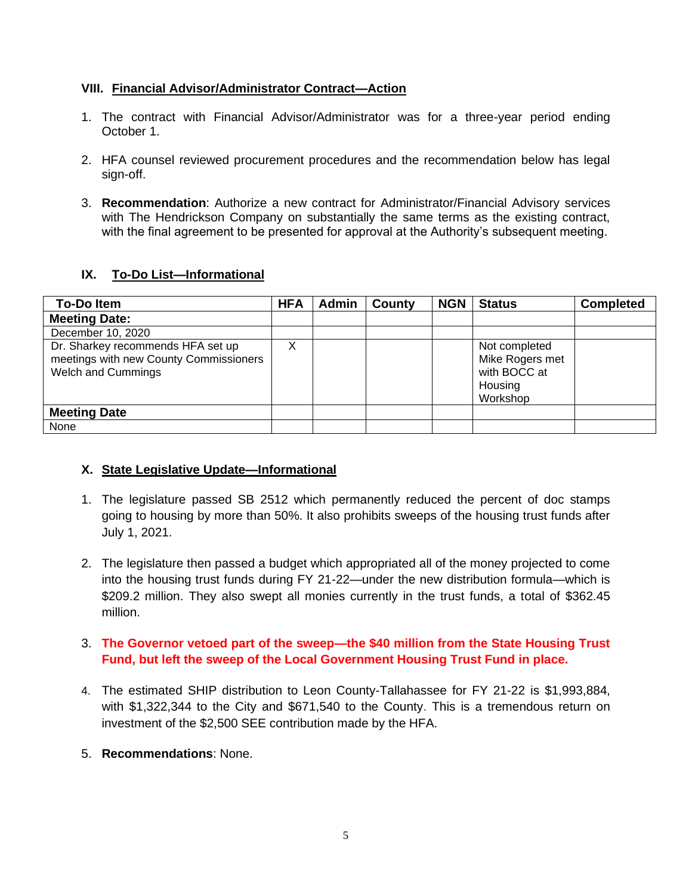## VIII. Financial Advisor/Administrator Contract—Action

1. The contract with Financial Advisor/Administrator was for a three-year period ending October 1.

2. HFA counsel reviewed procurement procedures and the recommendation below has legal sign-off.

3. **Recommendation**: Authorize a new contract for Administrator/Financial Advisory services with The Hendrickson Company on substantially the same terms as the existing contract, with the final agreement to be presented for approval at the Authority's subsequent meeting.

## IX. To-Do List—Informational

| To-Do Item | HFA | Admin | County | NGN | Status | Completed |
|---|---|---|---|---|---|---|
| **Meeting Date:** | | | | | | |
| December 10, 2020 | | | | | | |
| Dr. Sharkey recommends HFA set up meetings with new County Commissioners Welch and Cummings | X | | | | Not completed Mike Rogers met with BOCC at Housing Workshop | |
| **Meeting Date** | | | | | | |
| None | | | | | | |

## X. State Legislative Update—Informational

1. The legislature passed SB 2512 which permanently reduced the percent of doc stamps going to housing by more than 50%. It also prohibits sweeps of the housing trust funds after July 1, 2021.

2. The legislature then passed a budget which appropriated all of the money projected to come into the housing trust funds during FY 21-22—under the new distribution formula—which is $209.2 million. They also swept all monies currently in the trust funds, a total of $362.45 million.

3. **The Governor vetoed part of the sweep—the $40 million from the State Housing Trust Fund, but left the sweep of the Local Government Housing Trust Fund in place.**

4. The estimated SHIP distribution to Leon County-Tallahassee for FY 21-22 is $1,993,884, with $1,322,344 to the City and $671,540 to the County. This is a tremendous return on investment of the $2,500 SEE contribution made by the HFA.

5. **Recommendations**: None.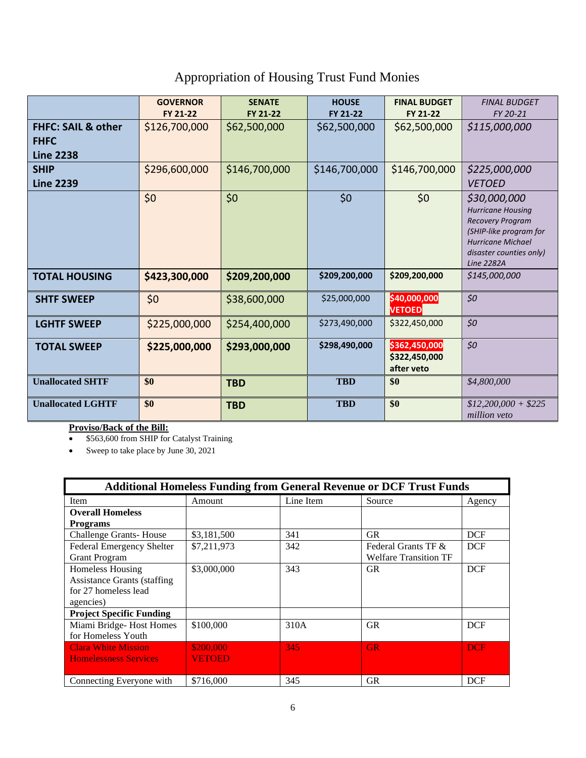# Appropriation of Housing Trust Fund Monies

| | GOVERNOR FY 21-22 | SENATE FY 21-22 | HOUSE FY 21-22 | FINAL BUDGET FY 21-22 | *FINAL BUDGET FY 20-21* |
|---|---|---|---|---|---|
| **FHFC: SAIL & other FHFC Line 2238** | $126,700,000 | $62,500,000 | $62,500,000 | $62,500,000 | *$115,000,000* |
| **SHIP Line 2239** | $296,600,000 | $146,700,000 | $146,700,000 | $146,700,000 | *$225,000,000 VETOED* |
| | $0 | $0 | $0 | $0 | *$30,000,000 Hurricane Housing Recovery Program (SHIP-like program for Hurricane Michael disaster counties only) Line 2282A* |
| **TOTAL HOUSING** | **$423,300,000** | **$209,200,000** | **$209,200,000** | **$209,200,000** | *$145,000,000* |
| **SHTF SWEEP** | $0 | $38,600,000 | $25,000,000 | **$40,000,000 VETOED** | *$0* |
| **LGHTF SWEEP** | $225,000,000 | $254,400,000 | $273,490,000 | $322,450,000 | *$0* |
| **TOTAL SWEEP** | **$225,000,000** | **$293,000,000** | **$298,490,000** | **$362,450,000 $322,450,000 after veto** | *$0* |
| **Unallocated SHTF** | **$0** | **TBD** | **TBD** | **$0** | *$4,800,000* |
| **Unallocated LGHTF** | **$0** | **TBD** | **TBD** | **$0** | *$12,200,000 + $225 million veto* |

**Proviso/Back of the Bill:**

- $563,600 from SHIP for Catalyst Training
- Sweep to take place by June 30, 2021

| **Additional Homeless Funding from General Revenue or DCF Trust Funds** | | | | |
|---|---|---|---|---|
| Item | Amount | Line Item | Source | Agency |
| **Overall Homeless Programs** | | | | |
| Challenge Grants- House | $3,181,500 | 341 | GR | DCF |
| Federal Emergency Shelter Grant Program | $7,211,973 | 342 | Federal Grants TF & Welfare Transition TF | DCF |
| Homeless Housing Assistance Grants (staffing for 27 homeless lead agencies) | $3,000,000 | 343 | GR | DCF |
| **Project Specific Funding** | | | | |
| Miami Bridge- Host Homes for Homeless Youth | $100,000 | 310A | GR | DCF |
| Clara White Mission Homelessness Services | $200,000 VETOED | 345 | GR | DCF |
| Connecting Everyone with | $716,000 | 345 | GR | DCF |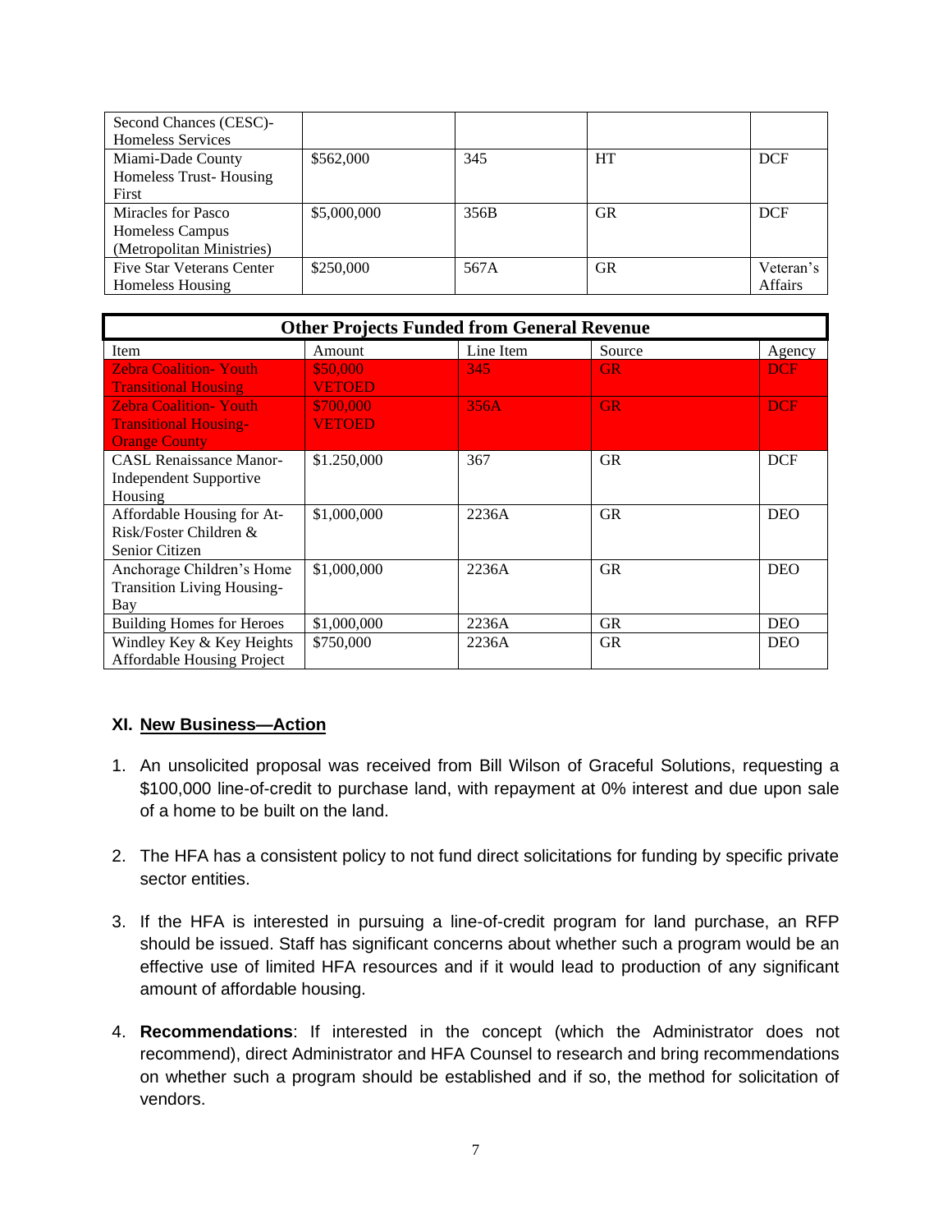| | | | | |
|---|---|---|---|---|
| Second Chances (CESC)- Homeless Services | | | | |
| Miami-Dade County Homeless Trust- Housing First | $562,000 | 345 | HT | DCF |
| Miracles for Pasco Homeless Campus (Metropolitan Ministries) | $5,000,000 | 356B | GR | DCF |
| Five Star Veterans Center Homeless Housing | $250,000 | 567A | GR | Veteran's Affairs |

**Other Projects Funded from General Revenue**

| Item | Amount | Line Item | Source | Agency |
|---|---|---|---|---|
| Zebra Coalition- Youth Transitional Housing | $50,000 VETOED | 345 | GR | DCF |
| Zebra Coalition- Youth Transitional Housing- Orange County | $700,000 VETOED | 356A | GR | DCF |
| CASL Renaissance Manor- Independent Supportive Housing | $1.250,000 | 367 | GR | DCF |
| Affordable Housing for At-Risk/Foster Children & Senior Citizen | $1,000,000 | 2236A | GR | DEO |
| Anchorage Children's Home Transition Living Housing- Bay | $1,000,000 | 2236A | GR | DEO |
| Building Homes for Heroes | $1,000,000 | 2236A | GR | DEO |
| Windley Key & Key Heights Affordable Housing Project | $750,000 | 2236A | GR | DEO |

## XI. New Business—Action

1. An unsolicited proposal was received from Bill Wilson of Graceful Solutions, requesting a $100,000 line-of-credit to purchase land, with repayment at 0% interest and due upon sale of a home to be built on the land.

2. The HFA has a consistent policy to not fund direct solicitations for funding by specific private sector entities.

3. If the HFA is interested in pursuing a line-of-credit program for land purchase, an RFP should be issued. Staff has significant concerns about whether such a program would be an effective use of limited HFA resources and if it would lead to production of any significant amount of affordable housing.

4. **Recommendations**: If interested in the concept (which the Administrator does not recommend), direct Administrator and HFA Counsel to research and bring recommendations on whether such a program should be established and if so, the method for solicitation of vendors.